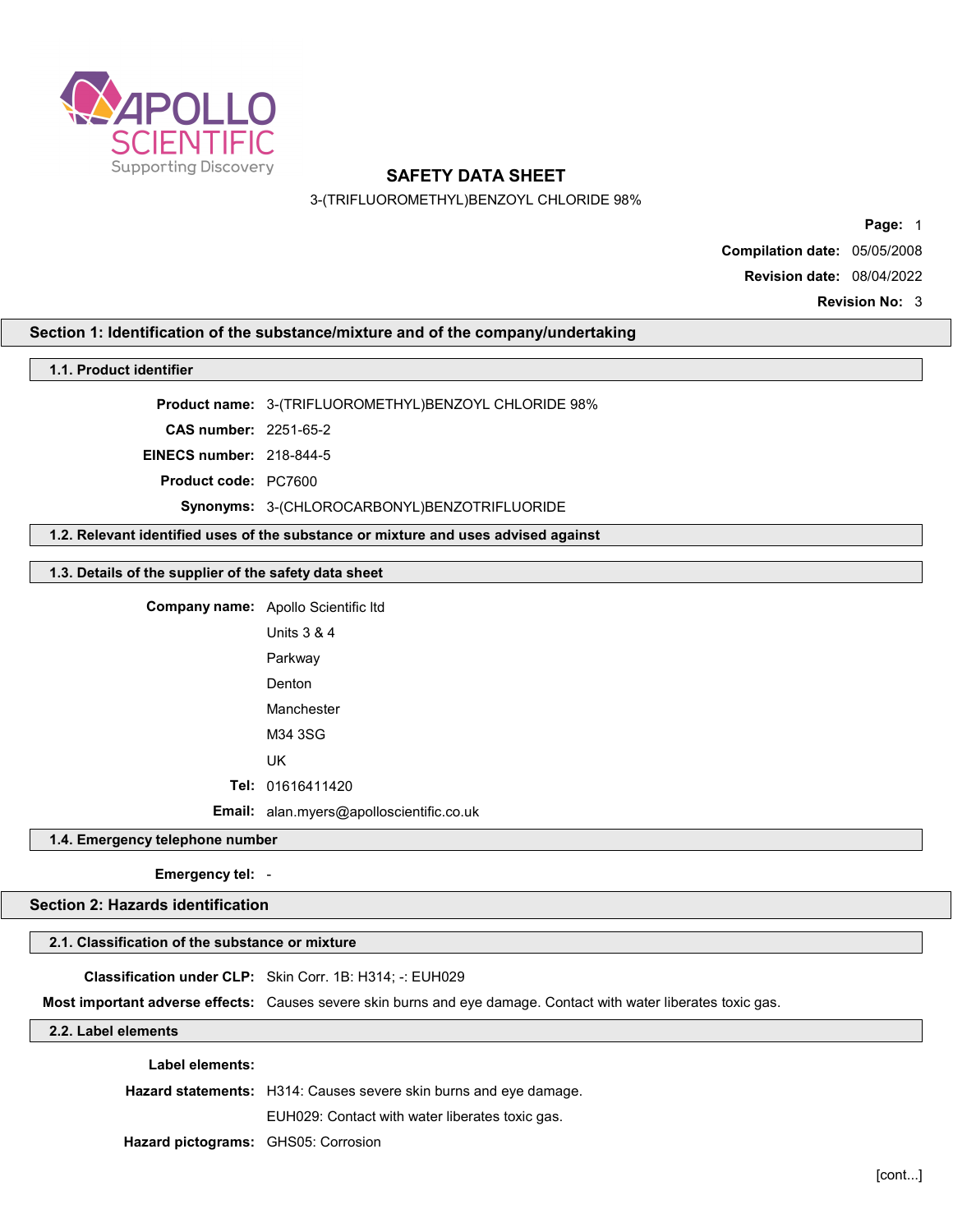# SAFETY DATA SHEET

3-(TRIFLUOROMETHYL)BENZOYL CHLORIDE 98%

**Compilation date:** 05/05/2008

**Revision date:** 08/04/2022

**Revision No:** 3

## Section 1: Identification of the substance/mixture and of the company/undertaking

### 1.1. Product identifier

**Product name:** 3-(TRIFLUOROMETHYL)BENZOYL CHLORIDE 98%

**CAS number:** 2251-65-2

**EINECS number:** 218-844-5

**Product code:** PC7600

**Synonyms:** 3-(CHLOROCARBONYL)BENZOTRIFLUORIDE

### 1.2. Relevant identified uses of the substance or mixture and uses advised against

### 1.3. Details of the supplier of the safety data sheet

**Company name:** Apollo Scientific ltd

Units 3 & 4

Parkway

Denton

Manchester

M34 3SG

UK

**Tel:** 01616411420

**Email:** alan.myers@apolloscientific.co.uk

### 1.4. Emergency telephone number

**Emergency tel:** -

## Section 2: Hazards identification

### 2.1. Classification of the substance or mixture

**Classification under CLP:** Skin Corr. 1B: H314; -: EUH029

**Most important adverse effects:** Causes severe skin burns and eye damage. Contact with water liberates toxic gas.

### 2.2. Label elements

**Label elements:**

**Hazard statements:** H314: Causes severe skin burns and eye damage.

EUH029: Contact with water liberates toxic gas.

**Hazard pictograms:** GHS05: Corrosion

[cont...]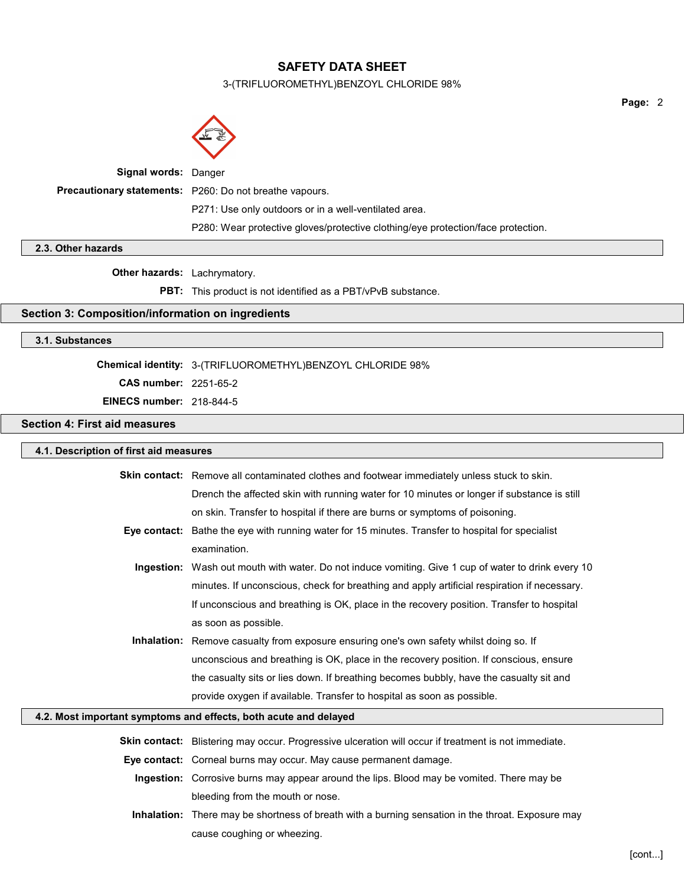**Signal words:** Danger

**Precautionary statements:** P260: Do not breathe vapours.

P271: Use only outdoors or in a well-ventilated area.

P280: Wear protective gloves/protective clothing/eye protection/face protection.

### 2.3. Other hazards

**Other hazards:** Lachrymatory.

**PBT:** This product is not identified as a PBT/vPvB substance.

## Section 3: Composition/information on ingredients

### 3.1. Substances

**Chemical identity:** 3-(TRIFLUOROMETHYL)BENZOYL CHLORIDE 98%

**CAS number:** 2251-65-2

**EINECS number:** 218-844-5

## Section 4: First aid measures

### 4.1. Description of first aid measures

**Skin contact:** Remove all contaminated clothes and footwear immediately unless stuck to skin. Drench the affected skin with running water for 10 minutes or longer if substance is still on skin. Transfer to hospital if there are burns or symptoms of poisoning.

**Eye contact:** Bathe the eye with running water for 15 minutes. Transfer to hospital for specialist examination.

**Ingestion:** Wash out mouth with water. Do not induce vomiting. Give 1 cup of water to drink every 10 minutes. If unconscious, check for breathing and apply artificial respiration if necessary. If unconscious and breathing is OK, place in the recovery position. Transfer to hospital as soon as possible.

**Inhalation:** Remove casualty from exposure ensuring one's own safety whilst doing so. If unconscious and breathing is OK, place in the recovery position. If conscious, ensure the casualty sits or lies down. If breathing becomes bubbly, have the casualty sit and provide oxygen if available. Transfer to hospital as soon as possible.

### 4.2. Most important symptoms and effects, both acute and delayed

**Skin contact:** Blistering may occur. Progressive ulceration will occur if treatment is not immediate.

**Eye contact:** Corneal burns may occur. May cause permanent damage.

**Ingestion:** Corrosive burns may appear around the lips. Blood may be vomited. There may be bleeding from the mouth or nose.

**Inhalation:** There may be shortness of breath with a burning sensation in the throat. Exposure may cause coughing or wheezing.

[cont...]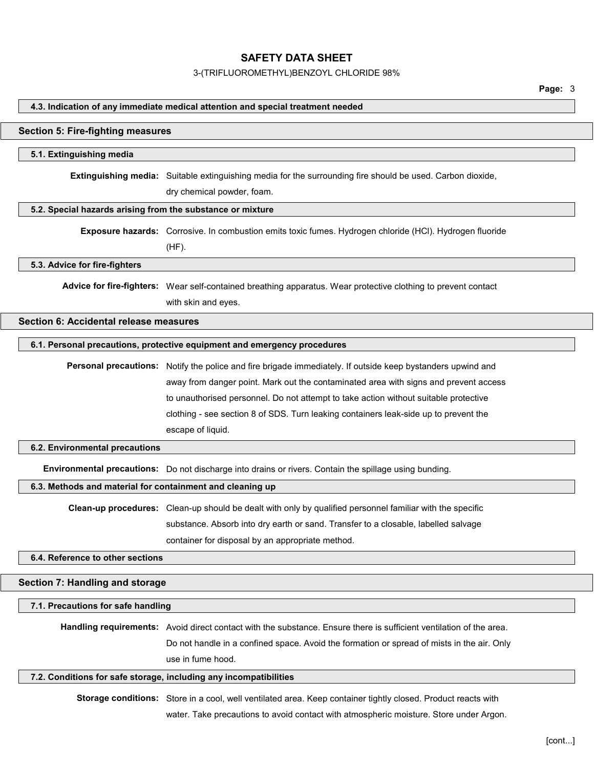### 4.3. Indication of any immediate medical attention and special treatment needed

## Section 5: Fire-fighting measures

### 5.1. Extinguishing media

**Extinguishing media:** Suitable extinguishing media for the surrounding fire should be used. Carbon dioxide, dry chemical powder, foam.

### 5.2. Special hazards arising from the substance or mixture

**Exposure hazards:** Corrosive. In combustion emits toxic fumes. Hydrogen chloride (HCl). Hydrogen fluoride (HF).

### 5.3. Advice for fire-fighters

**Advice for fire-fighters:** Wear self-contained breathing apparatus. Wear protective clothing to prevent contact with skin and eyes.

## Section 6: Accidental release measures

### 6.1. Personal precautions, protective equipment and emergency procedures

**Personal precautions:** Notify the police and fire brigade immediately. If outside keep bystanders upwind and away from danger point. Mark out the contaminated area with signs and prevent access to unauthorised personnel. Do not attempt to take action without suitable protective clothing - see section 8 of SDS. Turn leaking containers leak-side up to prevent the escape of liquid.

### 6.2. Environmental precautions

**Environmental precautions:** Do not discharge into drains or rivers. Contain the spillage using bunding.

### 6.3. Methods and material for containment and cleaning up

**Clean-up procedures:** Clean-up should be dealt with only by qualified personnel familiar with the specific substance. Absorb into dry earth or sand. Transfer to a closable, labelled salvage container for disposal by an appropriate method.

### 6.4. Reference to other sections

## Section 7: Handling and storage

### 7.1. Precautions for safe handling

**Handling requirements:** Avoid direct contact with the substance. Ensure there is sufficient ventilation of the area. Do not handle in a confined space. Avoid the formation or spread of mists in the air. Only use in fume hood.

### 7.2. Conditions for safe storage, including any incompatibilities

**Storage conditions:** Store in a cool, well ventilated area. Keep container tightly closed. Product reacts with water. Take precautions to avoid contact with atmospheric moisture. Store under Argon.

[cont...]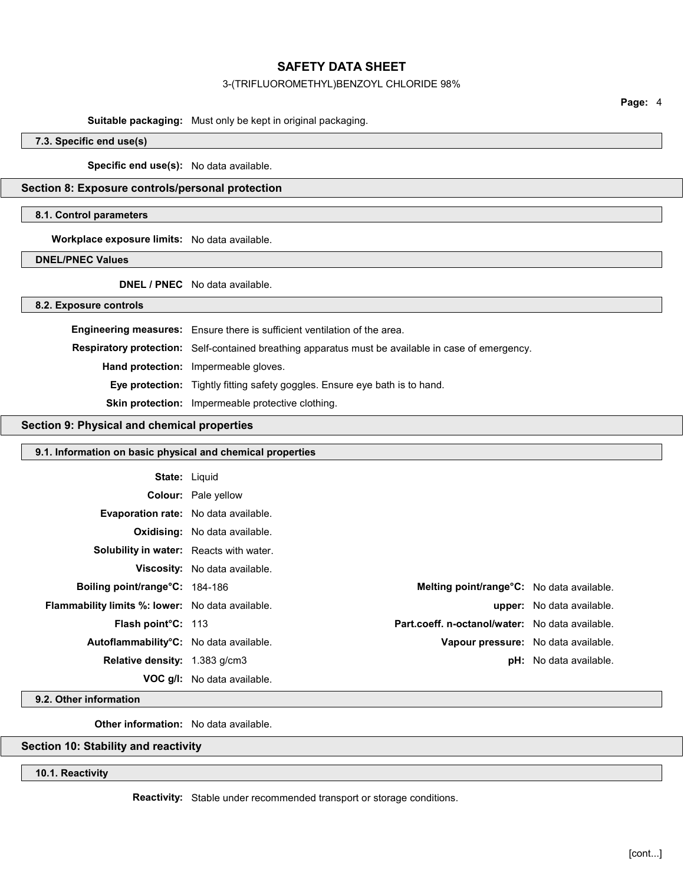**Suitable packaging:** Must only be kept in original packaging.

### 7.3. Specific end use(s)

**Specific end use(s):** No data available.

## Section 8: Exposure controls/personal protection

### 8.1. Control parameters

**Workplace exposure limits:** No data available.

### DNEL/PNEC Values

**DNEL / PNEC** No data available.

### 8.2. Exposure controls

**Engineering measures:** Ensure there is sufficient ventilation of the area.

**Respiratory protection:** Self-contained breathing apparatus must be available in case of emergency.

**Hand protection:** Impermeable gloves.

**Eye protection:** Tightly fitting safety goggles. Ensure eye bath is to hand.

**Skin protection:** Impermeable protective clothing.

## Section 9: Physical and chemical properties

### 9.1. Information on basic physical and chemical properties

**State:** Liquid

**Colour:** Pale yellow

**Evaporation rate:** No data available.

**Oxidising:** No data available.

**Solubility in water:** Reacts with water.

**Viscosity:** No data available.

| | | | |
|---|---|---|---|
| **Boiling point/range°C:** | 184-186 | **Melting point/range°C:** | No data available. |
| **Flammability limits %: lower:** | No data available. | **upper:** | No data available. |
| **Flash point°C:** | 113 | **Part.coeff. n-octanol/water:** | No data available. |
| **Autoflammability°C:** | No data available. | **Vapour pressure:** | No data available. |
| **Relative density:** | 1.383 g/cm3 | **pH:** | No data available. |
| **VOC g/l:** | No data available. | | |

### 9.2. Other information

**Other information:** No data available.

## Section 10: Stability and reactivity

### 10.1. Reactivity

**Reactivity:** Stable under recommended transport or storage conditions.

[cont...]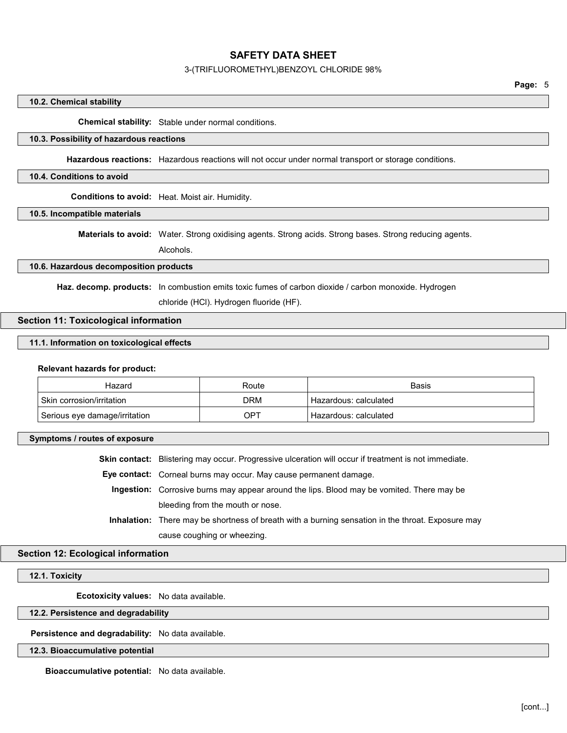### 10.2. Chemical stability

**Chemical stability:** Stable under normal conditions.

### 10.3. Possibility of hazardous reactions

**Hazardous reactions:** Hazardous reactions will not occur under normal transport or storage conditions.

### 10.4. Conditions to avoid

**Conditions to avoid:** Heat. Moist air. Humidity.

### 10.5. Incompatible materials

**Materials to avoid:** Water. Strong oxidising agents. Strong acids. Strong bases. Strong reducing agents. Alcohols.

### 10.6. Hazardous decomposition products

**Haz. decomp. products:** In combustion emits toxic fumes of carbon dioxide / carbon monoxide. Hydrogen chloride (HCl). Hydrogen fluoride (HF).

## Section 11: Toxicological information

### 11.1. Information on toxicological effects

**Relevant hazards for product:**

| Hazard | Route | Basis |
|---|---|---|
| Skin corrosion/irritation | DRM | Hazardous: calculated |
| Serious eye damage/irritation | OPT | Hazardous: calculated |

### Symptoms / routes of exposure

**Skin contact:** Blistering may occur. Progressive ulceration will occur if treatment is not immediate.

**Eye contact:** Corneal burns may occur. May cause permanent damage.

**Ingestion:** Corrosive burns may appear around the lips. Blood may be vomited. There may be bleeding from the mouth or nose.

**Inhalation:** There may be shortness of breath with a burning sensation in the throat. Exposure may cause coughing or wheezing.

## Section 12: Ecological information

### 12.1. Toxicity

**Ecotoxicity values:** No data available.

### 12.2. Persistence and degradability

**Persistence and degradability:** No data available.

### 12.3. Bioaccumulative potential

**Bioaccumulative potential:** No data available.

[cont...]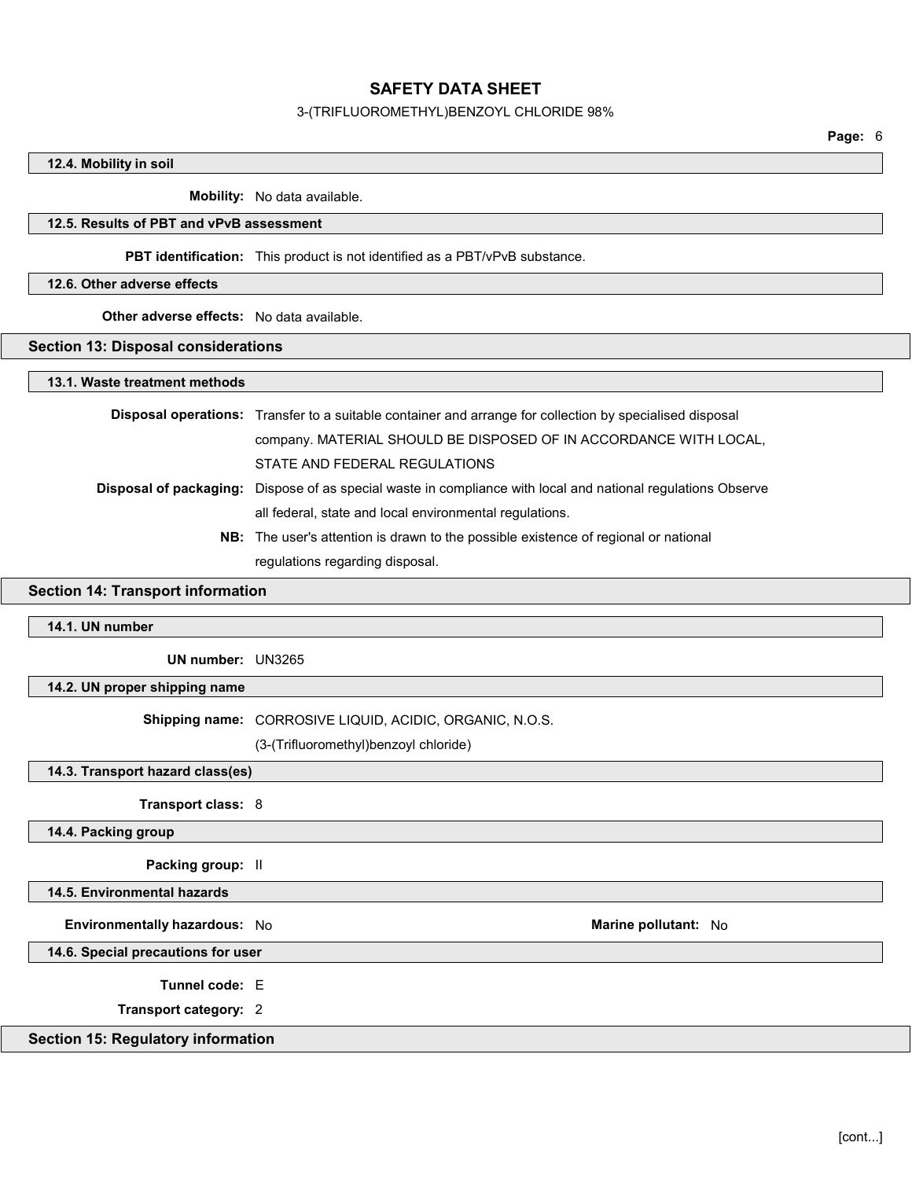#### 12.4. Mobility in soil

**Mobility:** No data available.

#### 12.5. Results of PBT and vPvB assessment

**PBT identification:** This product is not identified as a PBT/vPvB substance.

#### 12.6. Other adverse effects

**Other adverse effects:** No data available.

## Section 13: Disposal considerations

#### 13.1. Waste treatment methods

**Disposal operations:** Transfer to a suitable container and arrange for collection by specialised disposal company. MATERIAL SHOULD BE DISPOSED OF IN ACCORDANCE WITH LOCAL, STATE AND FEDERAL REGULATIONS

**Disposal of packaging:** Dispose of as special waste in compliance with local and national regulations Observe all federal, state and local environmental regulations.

**NB:** The user's attention is drawn to the possible existence of regional or national regulations regarding disposal.

## Section 14: Transport information

#### 14.1. UN number

**UN number:** UN3265

#### 14.2. UN proper shipping name

**Shipping name:** CORROSIVE LIQUID, ACIDIC, ORGANIC, N.O.S. (3-(Trifluoromethyl)benzoyl chloride)

#### 14.3. Transport hazard class(es)

**Transport class:** 8

#### 14.4. Packing group

**Packing group:** II

#### 14.5. Environmental hazards

**Environmentally hazardous:** No

**Marine pollutant:** No

#### 14.6. Special precautions for user

**Tunnel code:** E

**Transport category:** 2

## Section 15: Regulatory information

[cont...]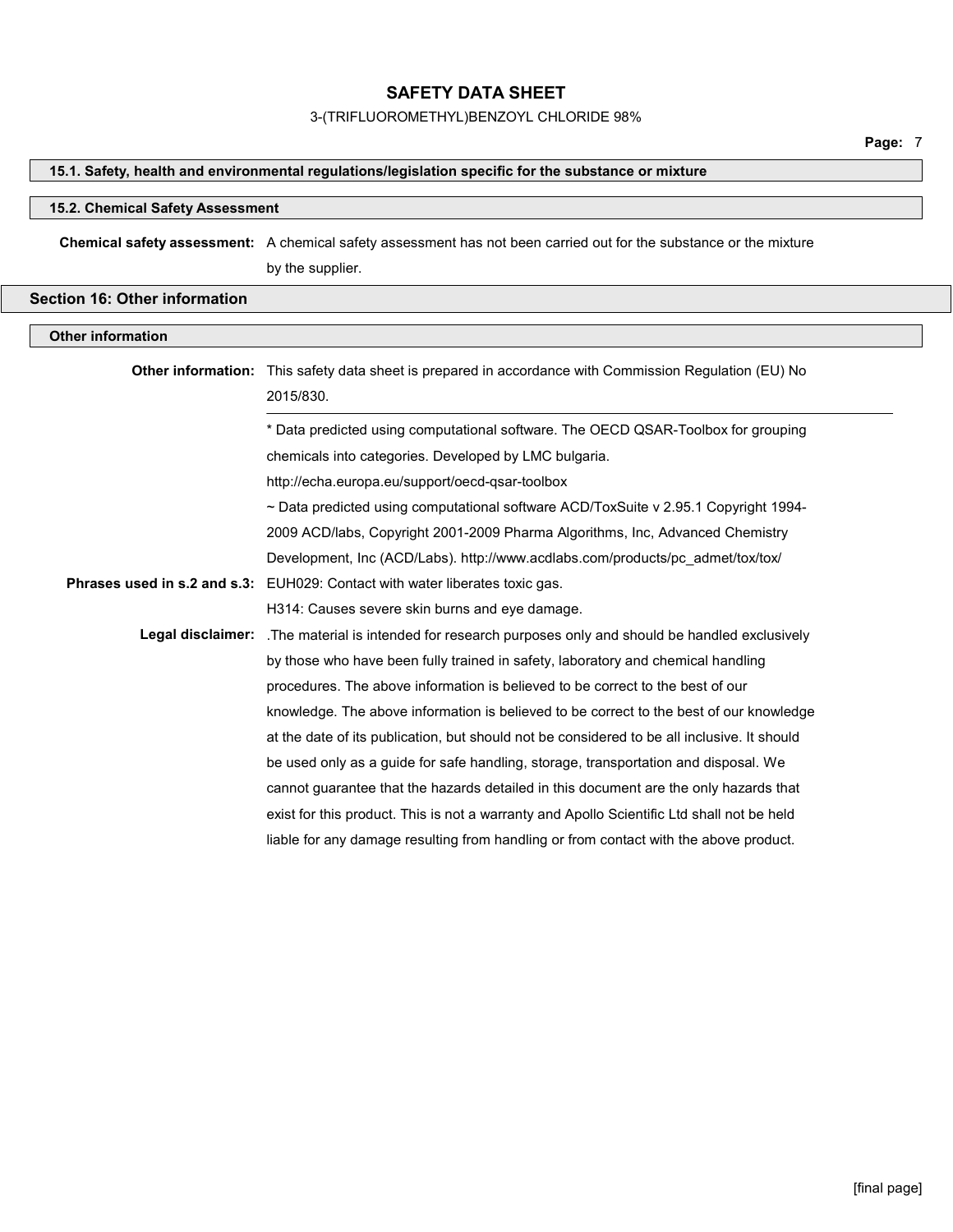#### 15.1. Safety, health and environmental regulations/legislation specific for the substance or mixture

#### 15.2. Chemical Safety Assessment

**Chemical safety assessment:** A chemical safety assessment has not been carried out for the substance or the mixture by the supplier.

## Section 16: Other information

#### Other information

**Other information:** This safety data sheet is prepared in accordance with Commission Regulation (EU) No 2015/830.

* Data predicted using computational software. The OECD QSAR-Toolbox for grouping chemicals into categories. Developed by LMC bulgaria. http://echa.europa.eu/support/oecd-qsar-toolbox

~ Data predicted using computational software ACD/ToxSuite v 2.95.1 Copyright 1994-2009 ACD/labs, Copyright 2001-2009 Pharma Algorithms, Inc, Advanced Chemistry Development, Inc (ACD/Labs). http://www.acdlabs.com/products/pc_admet/tox/tox/

**Phrases used in s.2 and s.3:** EUH029: Contact with water liberates toxic gas.

H314: Causes severe skin burns and eye damage.

**Legal disclaimer:** .The material is intended for research purposes only and should be handled exclusively by those who have been fully trained in safety, laboratory and chemical handling procedures. The above information is believed to be correct to the best of our knowledge. The above information is believed to be correct to the best of our knowledge at the date of its publication, but should not be considered to be all inclusive. It should be used only as a guide for safe handling, storage, transportation and disposal. We cannot guarantee that the hazards detailed in this document are the only hazards that exist for this product. This is not a warranty and Apollo Scientific Ltd shall not be held liable for any damage resulting from handling or from contact with the above product.

[final page]